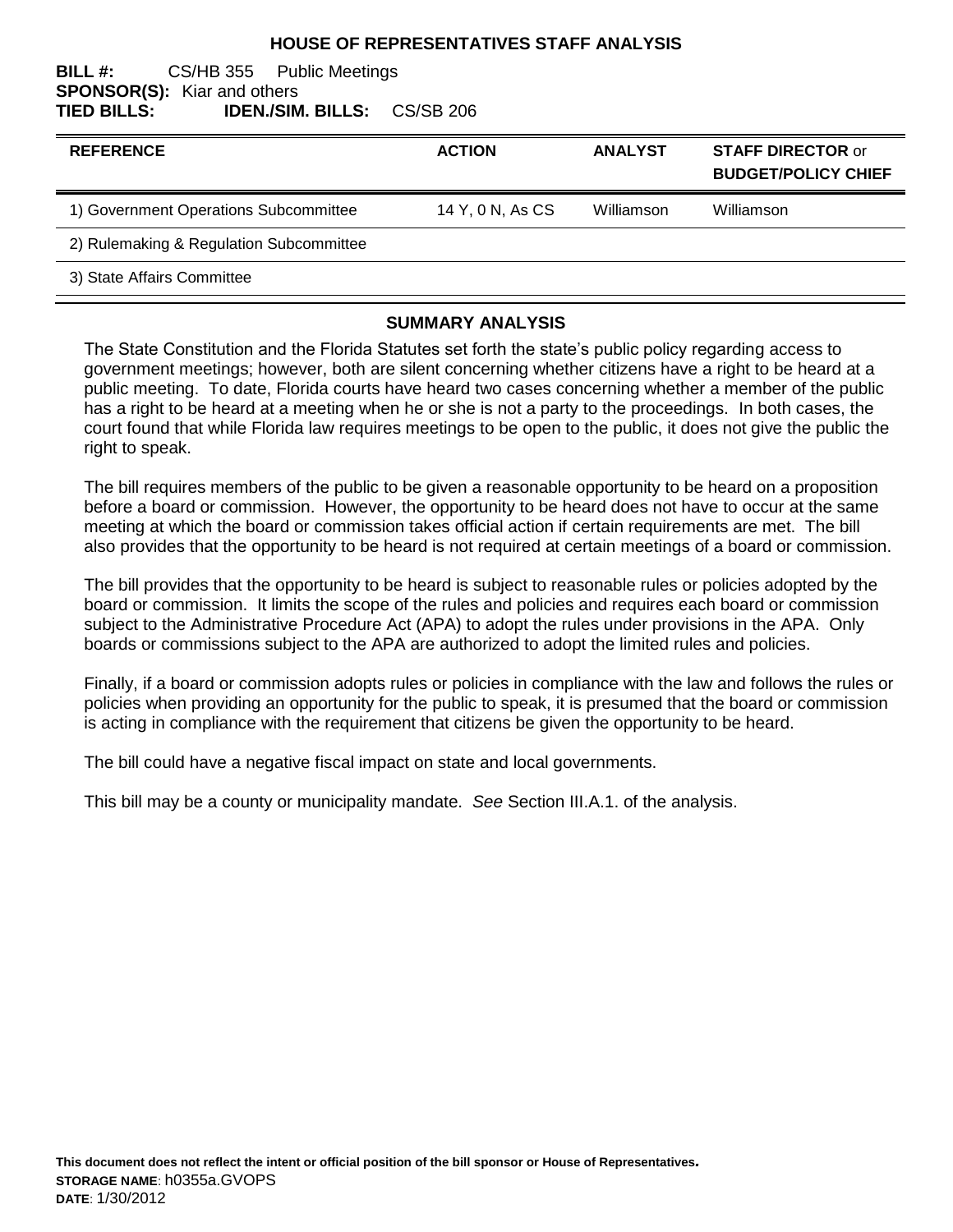# HOUSE OF REPRESENTATIVES STAFF ANALYSIS

**BILL #:** CS/HB 355 Public Meetings
**SPONSOR(S):** Kiar and others
**TIED BILLS:** **IDEN./SIM. BILLS:** CS/SB 206

| REFERENCE | ACTION | ANALYST | STAFF DIRECTOR or BUDGET/POLICY CHIEF |
|---|---|---|---|
| 1) Government Operations Subcommittee | 14 Y, 0 N, As CS | Williamson | Williamson |
| 2) Rulemaking & Regulation Subcommittee | | | |
| 3) State Affairs Committee | | | |

## SUMMARY ANALYSIS

The State Constitution and the Florida Statutes set forth the state's public policy regarding access to government meetings; however, both are silent concerning whether citizens have a right to be heard at a public meeting. To date, Florida courts have heard two cases concerning whether a member of the public has a right to be heard at a meeting when he or she is not a party to the proceedings. In both cases, the court found that while Florida law requires meetings to be open to the public, it does not give the public the right to speak.

The bill requires members of the public to be given a reasonable opportunity to be heard on a proposition before a board or commission. However, the opportunity to be heard does not have to occur at the same meeting at which the board or commission takes official action if certain requirements are met. The bill also provides that the opportunity to be heard is not required at certain meetings of a board or commission.

The bill provides that the opportunity to be heard is subject to reasonable rules or policies adopted by the board or commission. It limits the scope of the rules and policies and requires each board or commission subject to the Administrative Procedure Act (APA) to adopt the rules under provisions in the APA. Only boards or commissions subject to the APA are authorized to adopt the limited rules and policies.

Finally, if a board or commission adopts rules or policies in compliance with the law and follows the rules or policies when providing an opportunity for the public to speak, it is presumed that the board or commission is acting in compliance with the requirement that citizens be given the opportunity to be heard.

The bill could have a negative fiscal impact on state and local governments.

This bill may be a county or municipality mandate. *See* Section III.A.1. of the analysis.

**This document does not reflect the intent or official position of the bill sponsor or House of Representatives.**
**STORAGE NAME**: h0355a.GVOPS
**DATE**: 1/30/2012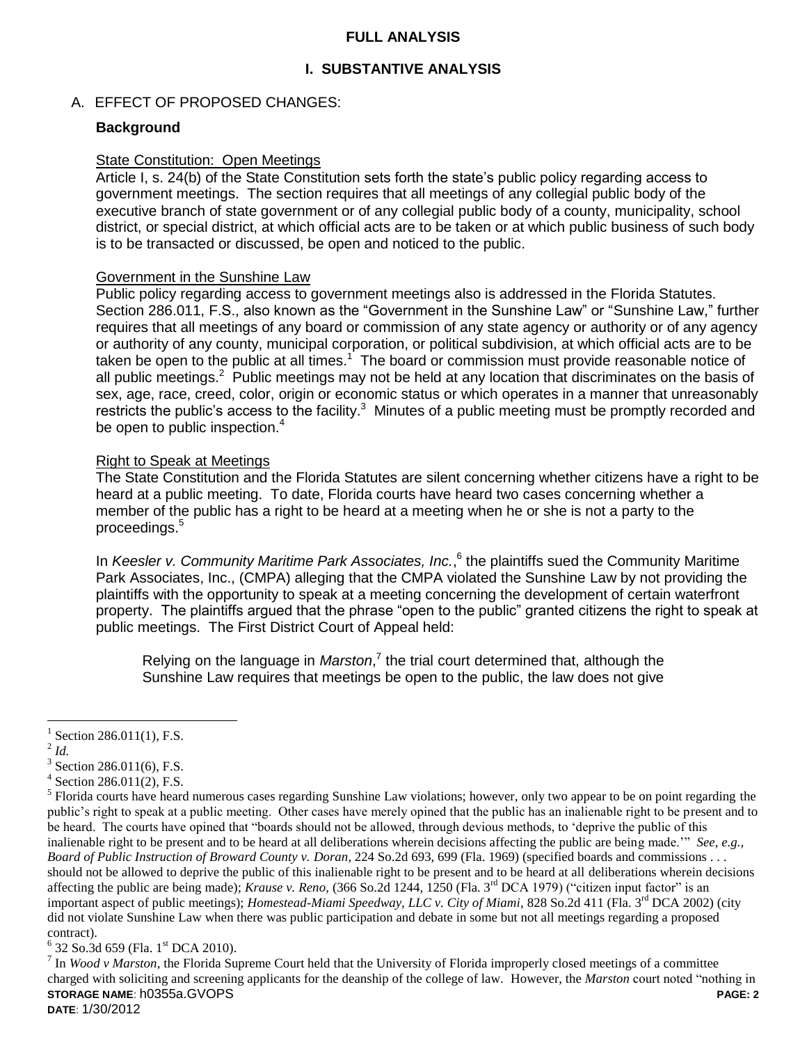# FULL ANALYSIS

## I. SUBSTANTIVE ANALYSIS

### A. EFFECT OF PROPOSED CHANGES:

**Background**

State Constitution: Open Meetings

Article I, s. 24(b) of the State Constitution sets forth the state's public policy regarding access to government meetings. The section requires that all meetings of any collegial public body of the executive branch of state government or of any collegial public body of a county, municipality, school district, or special district, at which official acts are to be taken or at which public business of such body is to be transacted or discussed, be open and noticed to the public.

Government in the Sunshine Law

Public policy regarding access to government meetings also is addressed in the Florida Statutes. Section 286.011, F.S., also known as the "Government in the Sunshine Law" or "Sunshine Law," further requires that all meetings of any board or commission of any state agency or authority or of any agency or authority of any county, municipal corporation, or political subdivision, at which official acts are to be taken be open to the public at all times.[1] The board or commission must provide reasonable notice of all public meetings.[2] Public meetings may not be held at any location that discriminates on the basis of sex, age, race, creed, color, origin or economic status or which operates in a manner that unreasonably restricts the public's access to the facility.[3] Minutes of a public meeting must be promptly recorded and be open to public inspection.[4]

Right to Speak at Meetings

The State Constitution and the Florida Statutes are silent concerning whether citizens have a right to be heard at a public meeting. To date, Florida courts have heard two cases concerning whether a member of the public has a right to be heard at a meeting when he or she is not a party to the proceedings.[5]

In *Keesler v. Community Maritime Park Associates, Inc.*,[6] the plaintiffs sued the Community Maritime Park Associates, Inc., (CMPA) alleging that the CMPA violated the Sunshine Law by not providing the plaintiffs with the opportunity to speak at a meeting concerning the development of certain waterfront property. The plaintiffs argued that the phrase "open to the public" granted citizens the right to speak at public meetings. The First District Court of Appeal held:

> Relying on the language in *Marston*,[7] the trial court determined that, although the Sunshine Law requires that meetings be open to the public, the law does not give

---

[1] Section 286.011(1), F.S.

[2] *Id.*

[3] Section 286.011(6), F.S.

[4] Section 286.011(2), F.S.

[5] Florida courts have heard numerous cases regarding Sunshine Law violations; however, only two appear to be on point regarding the public's right to speak at a public meeting. Other cases have merely opined that the public has an inalienable right to be present and to be heard. The courts have opined that "boards should not be allowed, through devious methods, to 'deprive the public of this inalienable right to be present and to be heard at all deliberations wherein decisions affecting the public are being made.'" *See, e.g., Board of Public Instruction of Broward County v. Doran*, 224 So.2d 693, 699 (Fla. 1969) (specified boards and commissions . . . should not be allowed to deprive the public of this inalienable right to be present and to be heard at all deliberations wherein decisions affecting the public are being made); *Krause v. Reno*, (366 So.2d 1244, 1250 (Fla. 3rd DCA 1979) ("citizen input factor" is an important aspect of public meetings); *Homestead-Miami Speedway, LLC v. City of Miami*, 828 So.2d 411 (Fla. 3rd DCA 2002) (city did not violate Sunshine Law when there was public participation and debate in some but not all meetings regarding a proposed contract).

[6] 32 So.3d 659 (Fla. 1st DCA 2010).

[7] In *Wood v Marston*, the Florida Supreme Court held that the University of Florida improperly closed meetings of a committee charged with soliciting and screening applicants for the deanship of the college of law. However, the *Marston* court noted "nothing in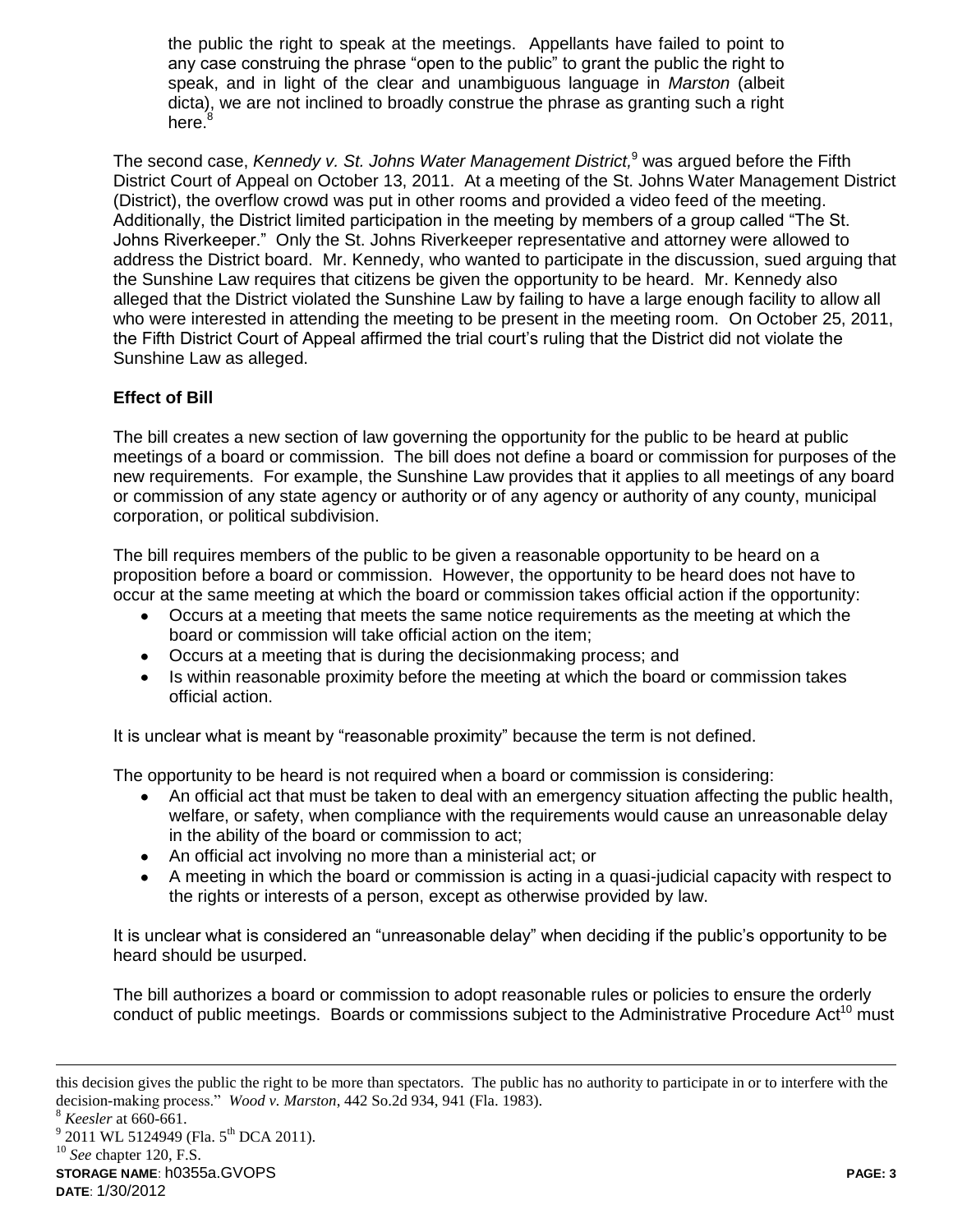> the public the right to speak at the meetings. Appellants have failed to point to any case construing the phrase "open to the public" to grant the public the right to speak, and in light of the clear and unambiguous language in *Marston* (albeit dicta), we are not inclined to broadly construe the phrase as granting such a right here.[8]

The second case, *Kennedy v. St. Johns Water Management District,*[9] was argued before the Fifth District Court of Appeal on October 13, 2011. At a meeting of the St. Johns Water Management District (District), the overflow crowd was put in other rooms and provided a video feed of the meeting. Additionally, the District limited participation in the meeting by members of a group called "The St. Johns Riverkeeper." Only the St. Johns Riverkeeper representative and attorney were allowed to address the District board. Mr. Kennedy, who wanted to participate in the discussion, sued arguing that the Sunshine Law requires that citizens be given the opportunity to be heard. Mr. Kennedy also alleged that the District violated the Sunshine Law by failing to have a large enough facility to allow all who were interested in attending the meeting to be present in the meeting room. On October 25, 2011, the Fifth District Court of Appeal affirmed the trial court's ruling that the District did not violate the Sunshine Law as alleged.

**Effect of Bill**

The bill creates a new section of law governing the opportunity for the public to be heard at public meetings of a board or commission. The bill does not define a board or commission for purposes of the new requirements. For example, the Sunshine Law provides that it applies to all meetings of any board or commission of any state agency or authority or of any agency or authority of any county, municipal corporation, or political subdivision.

The bill requires members of the public to be given a reasonable opportunity to be heard on a proposition before a board or commission. However, the opportunity to be heard does not have to occur at the same meeting at which the board or commission takes official action if the opportunity:

- Occurs at a meeting that meets the same notice requirements as the meeting at which the board or commission will take official action on the item;
- Occurs at a meeting that is during the decisionmaking process; and
- Is within reasonable proximity before the meeting at which the board or commission takes official action.

It is unclear what is meant by "reasonable proximity" because the term is not defined.

The opportunity to be heard is not required when a board or commission is considering:

- An official act that must be taken to deal with an emergency situation affecting the public health, welfare, or safety, when compliance with the requirements would cause an unreasonable delay in the ability of the board or commission to act;
- An official act involving no more than a ministerial act; or
- A meeting in which the board or commission is acting in a quasi-judicial capacity with respect to the rights or interests of a person, except as otherwise provided by law.

It is unclear what is considered an "unreasonable delay" when deciding if the public's opportunity to be heard should be usurped.

The bill authorizes a board or commission to adopt reasonable rules or policies to ensure the orderly conduct of public meetings. Boards or commissions subject to the Administrative Procedure Act[10] must

---

this decision gives the public the right to be more than spectators. The public has no authority to participate in or to interfere with the decision-making process." *Wood v. Marston*, 442 So.2d 934, 941 (Fla. 1983).

[8] *Keesler* at 660-661.

[9] 2011 WL 5124949 (Fla. 5th DCA 2011).

[10] *See* chapter 120, F.S.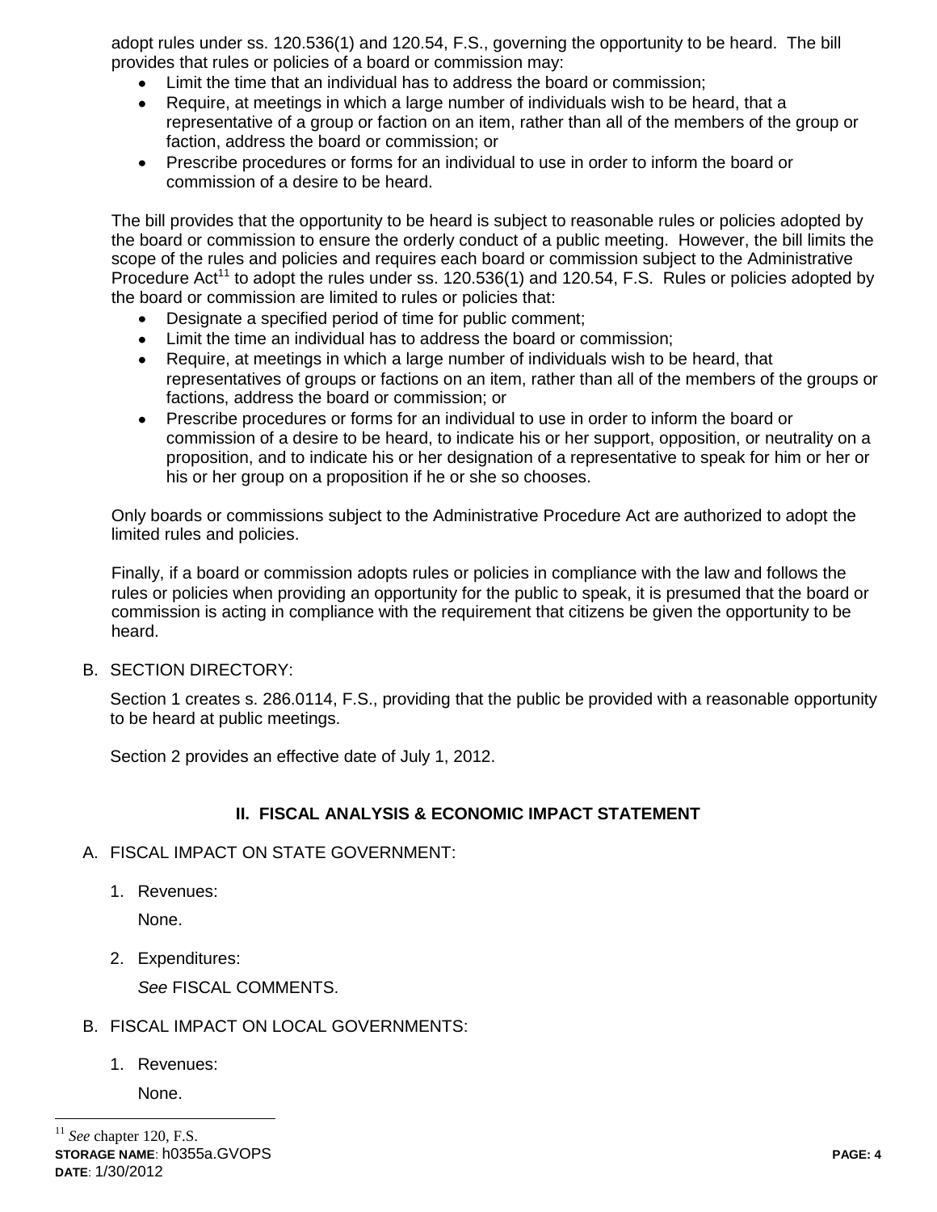adopt rules under ss. 120.536(1) and 120.54, F.S., governing the opportunity to be heard. The bill provides that rules or policies of a board or commission may:

- Limit the time that an individual has to address the board or commission;
- Require, at meetings in which a large number of individuals wish to be heard, that a representative of a group or faction on an item, rather than all of the members of the group or faction, address the board or commission; or
- Prescribe procedures or forms for an individual to use in order to inform the board or commission of a desire to be heard.

The bill provides that the opportunity to be heard is subject to reasonable rules or policies adopted by the board or commission to ensure the orderly conduct of a public meeting. However, the bill limits the scope of the rules and policies and requires each board or commission subject to the Administrative Procedure Act[11] to adopt the rules under ss. 120.536(1) and 120.54, F.S. Rules or policies adopted by the board or commission are limited to rules or policies that:

- Designate a specified period of time for public comment;
- Limit the time an individual has to address the board or commission;
- Require, at meetings in which a large number of individuals wish to be heard, that representatives of groups or factions on an item, rather than all of the members of the groups or factions, address the board or commission; or
- Prescribe procedures or forms for an individual to use in order to inform the board or commission of a desire to be heard, to indicate his or her support, opposition, or neutrality on a proposition, and to indicate his or her designation of a representative to speak for him or her or his or her group on a proposition if he or she so chooses.

Only boards or commissions subject to the Administrative Procedure Act are authorized to adopt the limited rules and policies.

Finally, if a board or commission adopts rules or policies in compliance with the law and follows the rules or policies when providing an opportunity for the public to speak, it is presumed that the board or commission is acting in compliance with the requirement that citizens be given the opportunity to be heard.

B. SECTION DIRECTORY:

Section 1 creates s. 286.0114, F.S., providing that the public be provided with a reasonable opportunity to be heard at public meetings.

Section 2 provides an effective date of July 1, 2012.

## II. FISCAL ANALYSIS & ECONOMIC IMPACT STATEMENT

A. FISCAL IMPACT ON STATE GOVERNMENT:

1. Revenues:

   None.

2. Expenditures:

   *See* FISCAL COMMENTS.

B. FISCAL IMPACT ON LOCAL GOVERNMENTS:

1. Revenues:

   None.

---

[11] *See* chapter 120, F.S.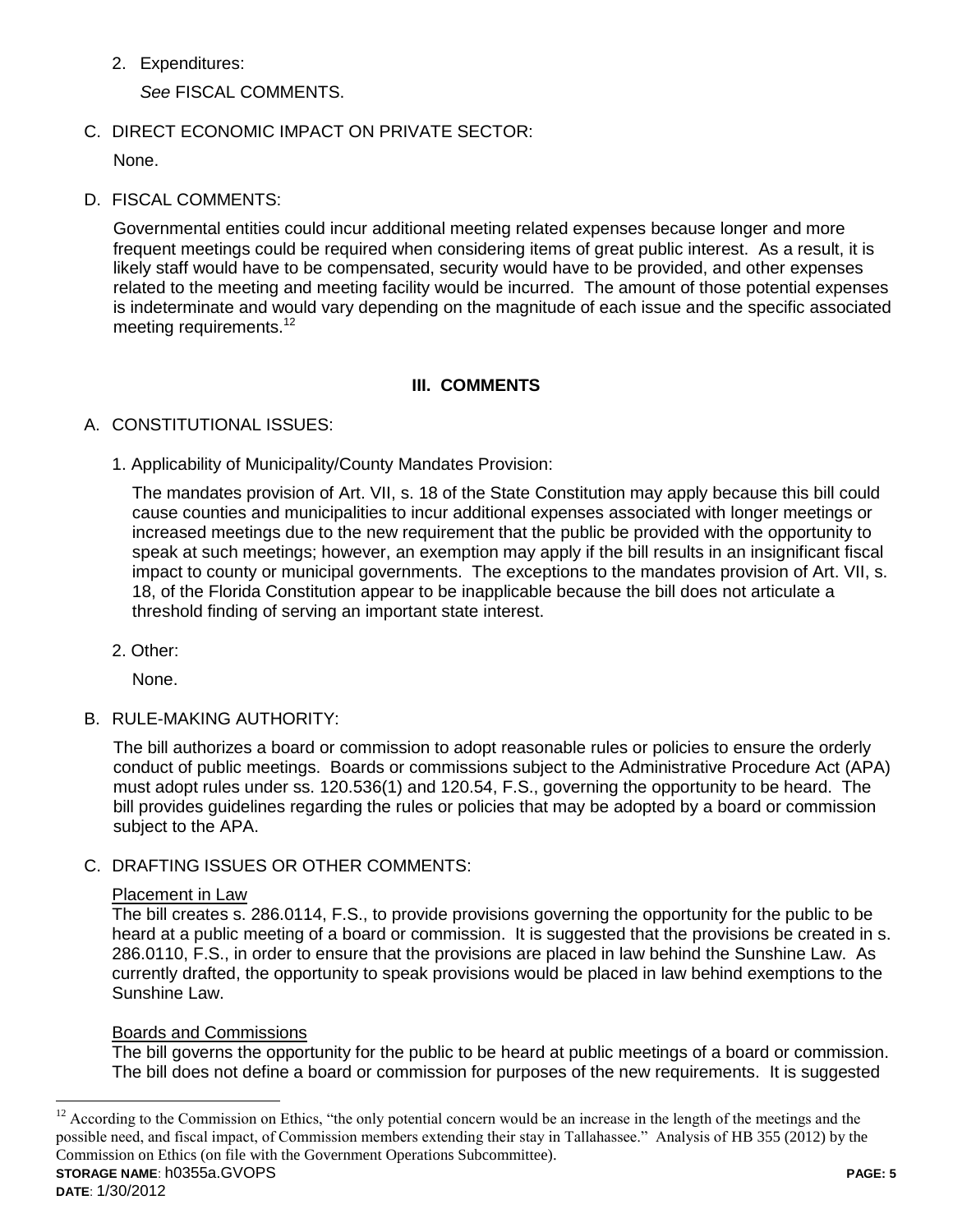2. Expenditures:

   *See* FISCAL COMMENTS.

C. DIRECT ECONOMIC IMPACT ON PRIVATE SECTOR:

   None.

D. FISCAL COMMENTS:

   Governmental entities could incur additional meeting related expenses because longer and more frequent meetings could be required when considering items of great public interest. As a result, it is likely staff would have to be compensated, security would have to be provided, and other expenses related to the meeting and meeting facility would be incurred. The amount of those potential expenses is indeterminate and would vary depending on the magnitude of each issue and the specific associated meeting requirements.[12]

## III. COMMENTS

A. CONSTITUTIONAL ISSUES:

   1. Applicability of Municipality/County Mandates Provision:

      The mandates provision of Art. VII, s. 18 of the State Constitution may apply because this bill could cause counties and municipalities to incur additional expenses associated with longer meetings or increased meetings due to the new requirement that the public be provided with the opportunity to speak at such meetings; however, an exemption may apply if the bill results in an insignificant fiscal impact to county or municipal governments. The exceptions to the mandates provision of Art. VII, s. 18, of the Florida Constitution appear to be inapplicable because the bill does not articulate a threshold finding of serving an important state interest.

   2. Other:

      None.

B. RULE-MAKING AUTHORITY:

   The bill authorizes a board or commission to adopt reasonable rules or policies to ensure the orderly conduct of public meetings. Boards or commissions subject to the Administrative Procedure Act (APA) must adopt rules under ss. 120.536(1) and 120.54, F.S., governing the opportunity to be heard. The bill provides guidelines regarding the rules or policies that may be adopted by a board or commission subject to the APA.

C. DRAFTING ISSUES OR OTHER COMMENTS:

   Placement in Law
   The bill creates s. 286.0114, F.S., to provide provisions governing the opportunity for the public to be heard at a public meeting of a board or commission. It is suggested that the provisions be created in s. 286.0110, F.S., in order to ensure that the provisions are placed in law behind the Sunshine Law. As currently drafted, the opportunity to speak provisions would be placed in law behind exemptions to the Sunshine Law.

   Boards and Commissions
   The bill governs the opportunity for the public to be heard at public meetings of a board or commission. The bill does not define a board or commission for purposes of the new requirements. It is suggested

---

[12] According to the Commission on Ethics, "the only potential concern would be an increase in the length of the meetings and the possible need, and fiscal impact, of Commission members extending their stay in Tallahassee." Analysis of HB 355 (2012) by the Commission on Ethics (on file with the Government Operations Subcommittee).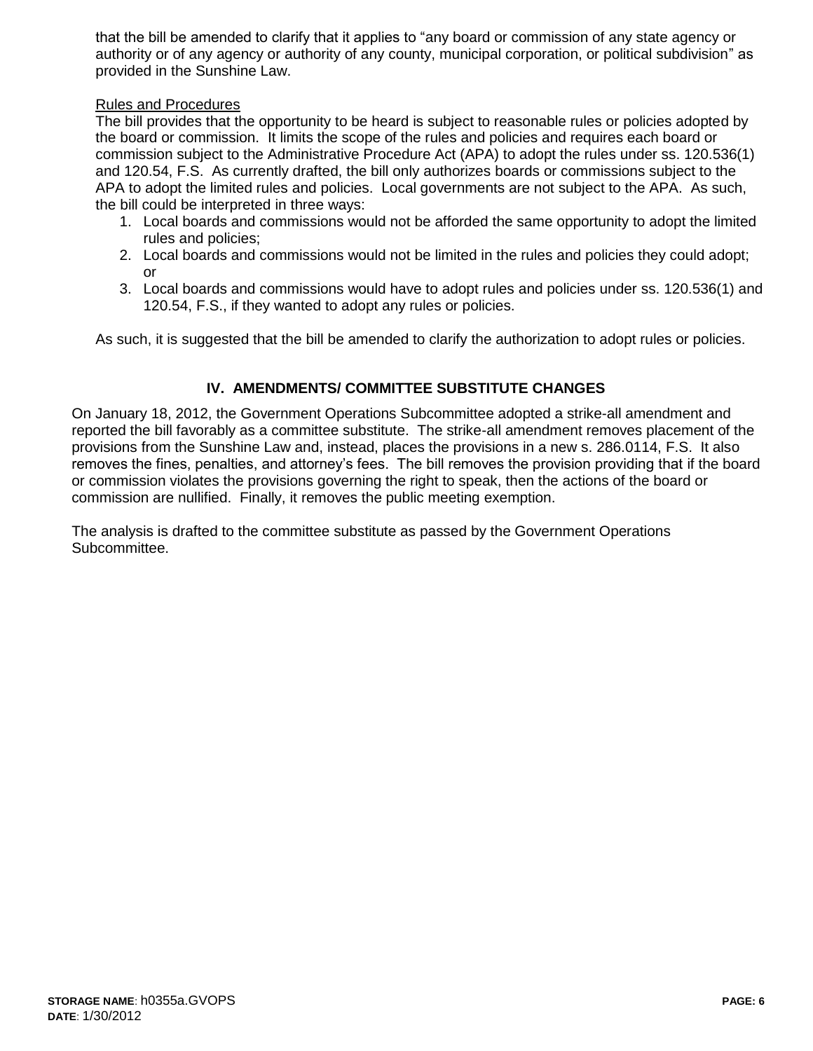that the bill be amended to clarify that it applies to "any board or commission of any state agency or authority or of any agency or authority of any county, municipal corporation, or political subdivision" as provided in the Sunshine Law.

Rules and Procedures

The bill provides that the opportunity to be heard is subject to reasonable rules or policies adopted by the board or commission. It limits the scope of the rules and policies and requires each board or commission subject to the Administrative Procedure Act (APA) to adopt the rules under ss. 120.536(1) and 120.54, F.S. As currently drafted, the bill only authorizes boards or commissions subject to the APA to adopt the limited rules and policies. Local governments are not subject to the APA. As such, the bill could be interpreted in three ways:

1. Local boards and commissions would not be afforded the same opportunity to adopt the limited rules and policies;
2. Local boards and commissions would not be limited in the rules and policies they could adopt; or
3. Local boards and commissions would have to adopt rules and policies under ss. 120.536(1) and 120.54, F.S., if they wanted to adopt any rules or policies.

As such, it is suggested that the bill be amended to clarify the authorization to adopt rules or policies.

## IV. AMENDMENTS/ COMMITTEE SUBSTITUTE CHANGES

On January 18, 2012, the Government Operations Subcommittee adopted a strike-all amendment and reported the bill favorably as a committee substitute. The strike-all amendment removes placement of the provisions from the Sunshine Law and, instead, places the provisions in a new s. 286.0114, F.S. It also removes the fines, penalties, and attorney's fees. The bill removes the provision providing that if the board or commission violates the provisions governing the right to speak, then the actions of the board or commission are nullified. Finally, it removes the public meeting exemption.

The analysis is drafted to the committee substitute as passed by the Government Operations Subcommittee.